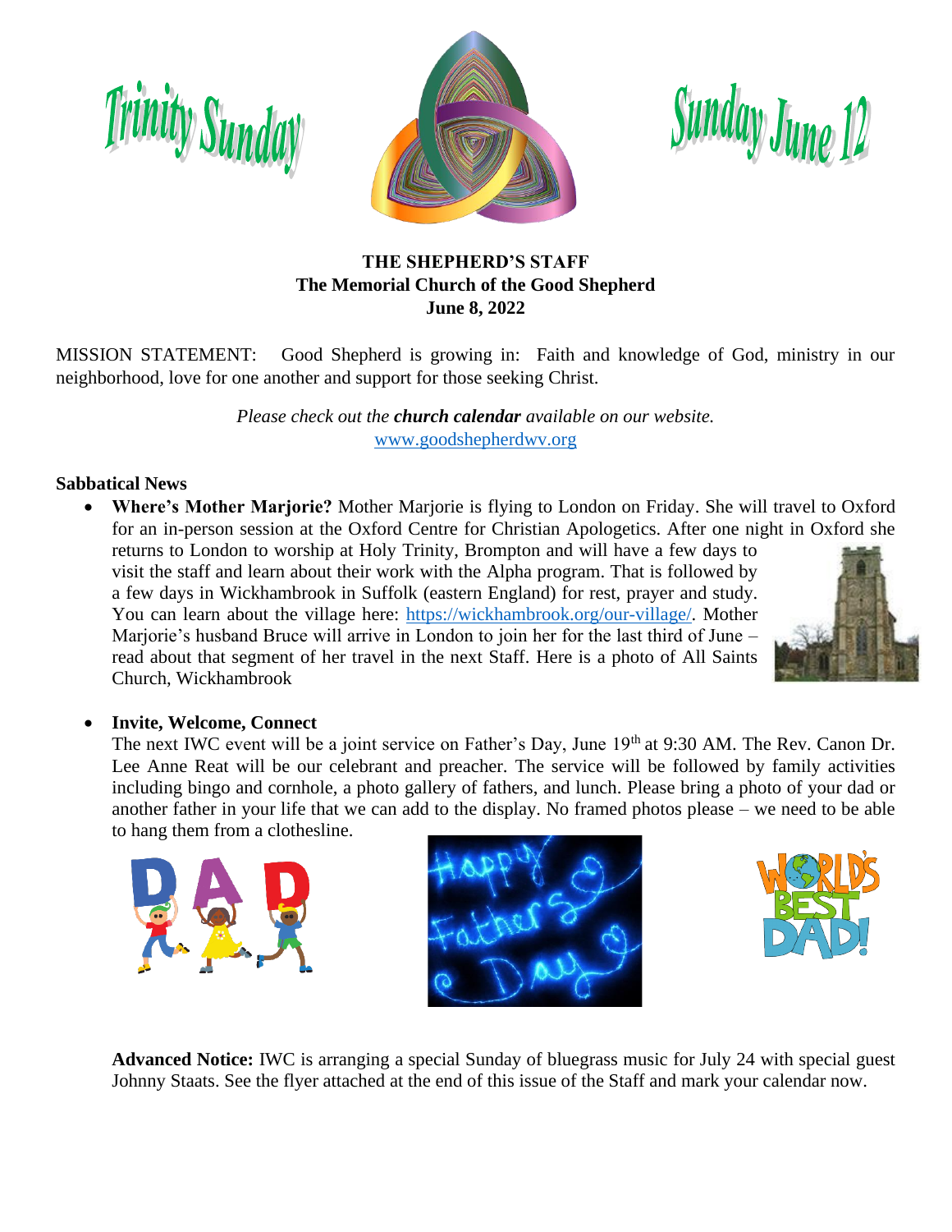Trinity Sunday

Sunday June 12

**THE SHEPHERD'S STAFF**
**The Memorial Church of the Good Shepherd**
**June 8, 2022**

MISSION STATEMENT: Good Shepherd is growing in: Faith and knowledge of God, ministry in our neighborhood, love for one another and support for those seeking Christ.

*Please check out the **church calendar** available on our website.*
[www.goodshepherdwv.org](http://www.goodshepherdwv.org)

**Sabbatical News**

- **Where's Mother Marjorie?** Mother Marjorie is flying to London on Friday. She will travel to Oxford for an in-person session at the Oxford Centre for Christian Apologetics. After one night in Oxford she returns to London to worship at Holy Trinity, Brompton and will have a few days to visit the staff and learn about their work with the Alpha program. That is followed by a few days in Wickhambrook in Suffolk (eastern England) for rest, prayer and study. You can learn about the village here: [https://wickhambrook.org/our-village/](https://wickhambrook.org/our-village/). Mother Marjorie's husband Bruce will arrive in London to join her for the last third of June – read about that segment of her travel in the next Staff. Here is a photo of All Saints Church, Wickhambrook

- **Invite, Welcome, Connect**
  The next IWC event will be a joint service on Father's Day, June 19th at 9:30 AM. The Rev. Canon Dr. Lee Anne Reat will be our celebrant and preacher. The service will be followed by family activities including bingo and cornhole, a photo gallery of fathers, and lunch. Please bring a photo of your dad or another father in your life that we can add to the display. No framed photos please – we need to be able to hang them from a clothesline.

  **Advanced Notice:** IWC is arranging a special Sunday of bluegrass music for July 24 with special guest Johnny Staats. See the flyer attached at the end of this issue of the Staff and mark your calendar now.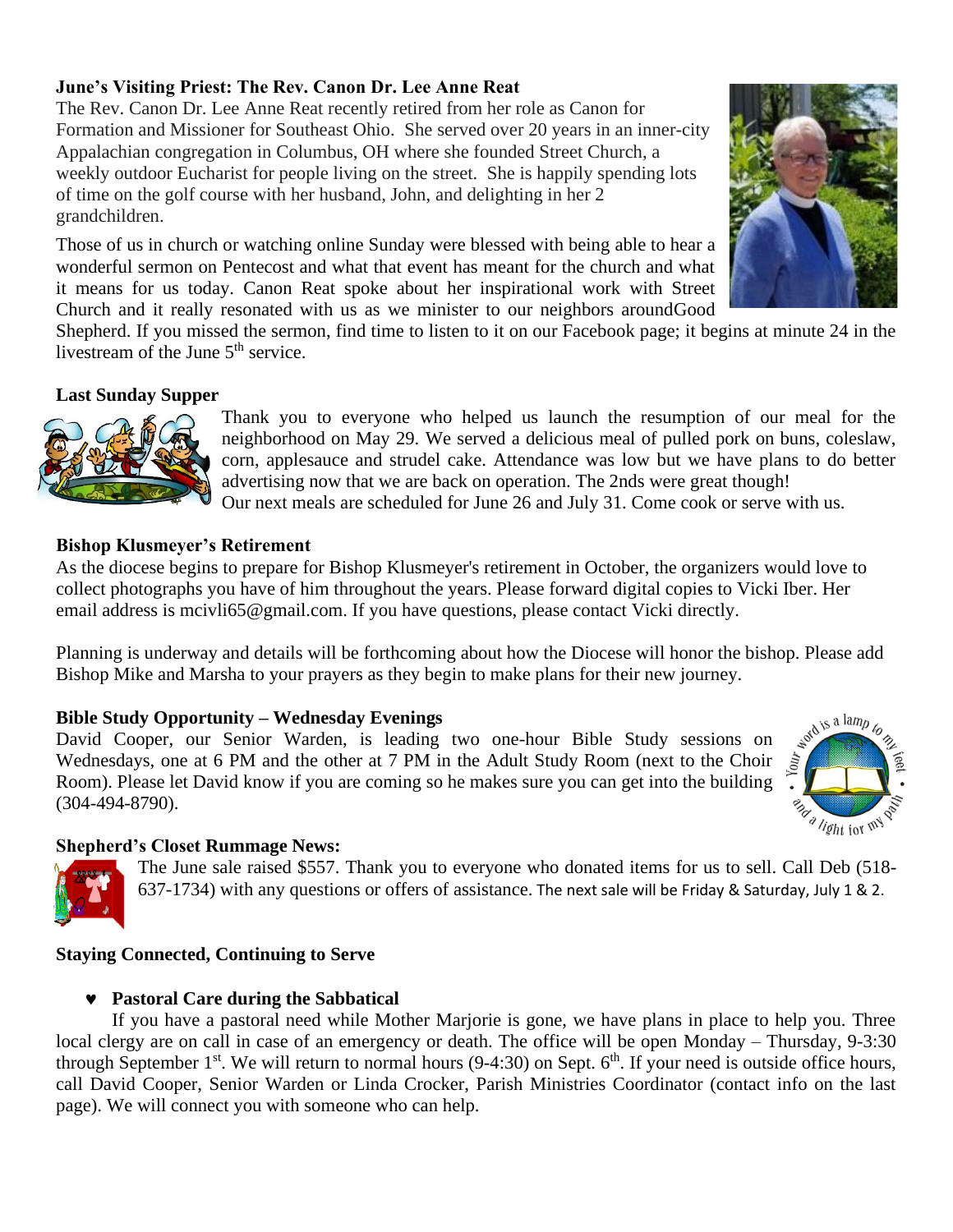### June's Visiting Priest: The Rev. Canon Dr. Lee Anne Reat

The Rev. Canon Dr. Lee Anne Reat recently retired from her role as Canon for Formation and Missioner for Southeast Ohio. She served over 20 years in an inner-city Appalachian congregation in Columbus, OH where she founded Street Church, a weekly outdoor Eucharist for people living on the street. She is happily spending lots of time on the golf course with her husband, John, and delighting in her 2 grandchildren.

Those of us in church or watching online Sunday were blessed with being able to hear a wonderful sermon on Pentecost and what that event has meant for the church and what it means for us today. Canon Reat spoke about her inspirational work with Street Church and it really resonated with us as we minister to our neighbors aroundGood Shepherd. If you missed the sermon, find time to listen to it on our Facebook page; it begins at minute 24 in the livestream of the June 5th service.

### Last Sunday Supper

Thank you to everyone who helped us launch the resumption of our meal for the neighborhood on May 29. We served a delicious meal of pulled pork on buns, coleslaw, corn, applesauce and strudel cake. Attendance was low but we have plans to do better advertising now that we are back on operation. The 2nds were great though!
Our next meals are scheduled for June 26 and July 31. Come cook or serve with us.

### Bishop Klusmeyer's Retirement

As the diocese begins to prepare for Bishop Klusmeyer's retirement in October, the organizers would love to collect photographs you have of him throughout the years. Please forward digital copies to Vicki Iber. Her email address is mcivli65@gmail.com. If you have questions, please contact Vicki directly.

Planning is underway and details will be forthcoming about how the Diocese will honor the bishop. Please add Bishop Mike and Marsha to your prayers as they begin to make plans for their new journey.

### Bible Study Opportunity – Wednesday Evenings

David Cooper, our Senior Warden, is leading two one-hour Bible Study sessions on Wednesdays, one at 6 PM and the other at 7 PM in the Adult Study Room (next to the Choir Room). Please let David know if you are coming so he makes sure you can get into the building (304-494-8790).

### Shepherd's Closet Rummage News:

The June sale raised $557. Thank you to everyone who donated items for us to sell. Call Deb (518-637-1734) with any questions or offers of assistance. The next sale will be Friday & Saturday, July 1 & 2.

### Staying Connected, Continuing to Serve

- **Pastoral Care during the Sabbatical**

If you have a pastoral need while Mother Marjorie is gone, we have plans in place to help you. Three local clergy are on call in case of an emergency or death. The office will be open Monday – Thursday, 9-3:30 through September 1st. We will return to normal hours (9-4:30) on Sept. 6th. If your need is outside office hours, call David Cooper, Senior Warden or Linda Crocker, Parish Ministries Coordinator (contact info on the last page). We will connect you with someone who can help.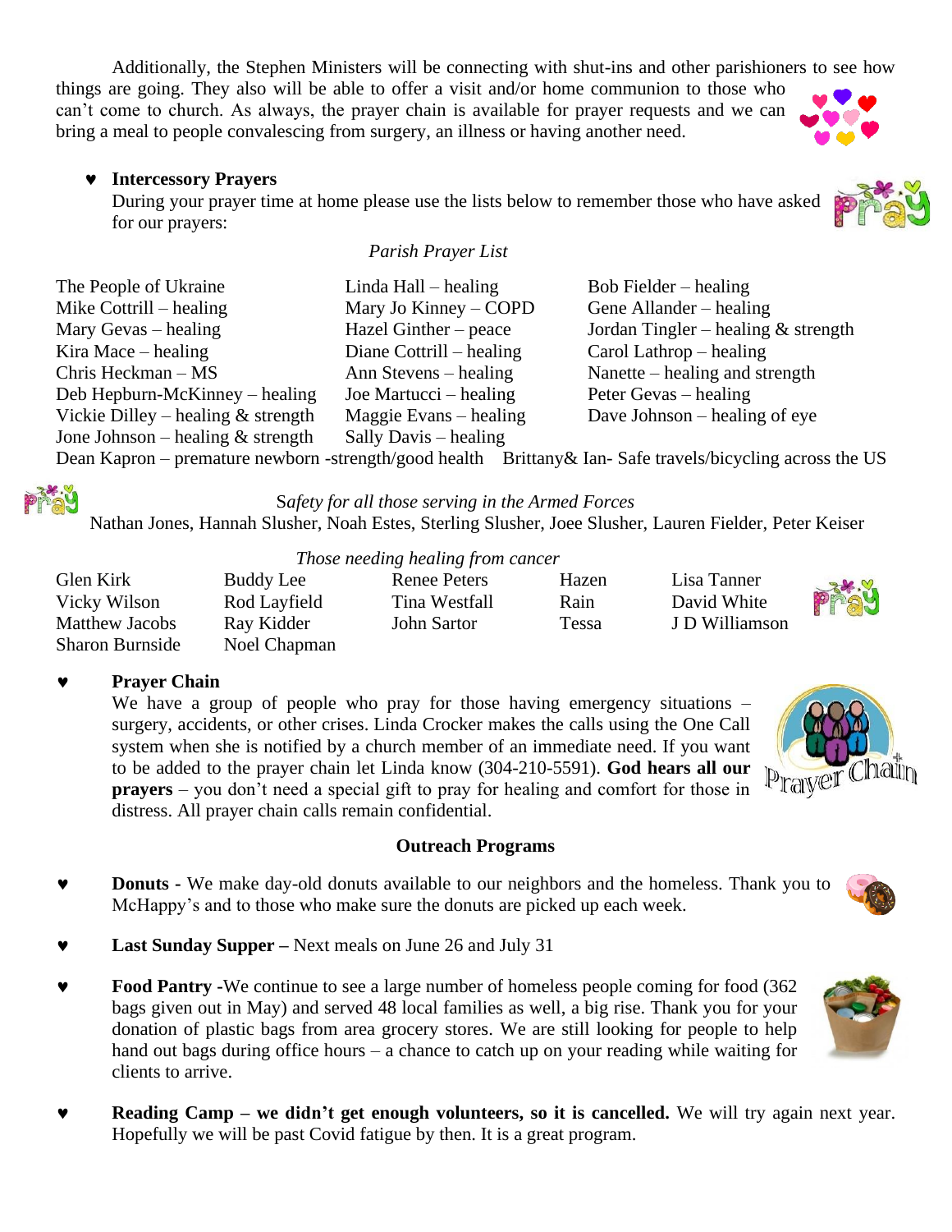Additionally, the Stephen Ministers will be connecting with shut-ins and other parishioners to see how things are going. They also will be able to offer a visit and/or home communion to those who can't come to church. As always, the prayer chain is available for prayer requests and we can bring a meal to people convalescing from surgery, an illness or having another need.

- **Intercessory Prayers**
  During your prayer time at home please use the lists below to remember those who have asked for our prayers:

*Parish Prayer List*

| | | |
|---|---|---|
| The People of Ukraine | Linda Hall – healing | Bob Fielder – healing |
| Mike Cottrill – healing | Mary Jo Kinney – COPD | Gene Allander – healing |
| Mary Gevas – healing | Hazel Ginther – peace | Jordan Tingler – healing & strength |
| Kira Mace – healing | Diane Cottrill – healing | Carol Lathrop – healing |
| Chris Heckman – MS | Ann Stevens – healing | Nanette – healing and strength |
| Deb Hepburn-McKinney – healing | Joe Martucci – healing | Peter Gevas – healing |
| Vickie Dilley – healing & strength | Maggie Evans – healing | Dave Johnson – healing of eye |
| Jone Johnson – healing & strength | Sally Davis – healing | |

Dean Kapron – premature newborn -strength/good health  Brittany& Ian- Safe travels/bicycling across the US

*Safety for all those serving in the Armed Forces*

Nathan Jones, Hannah Slusher, Noah Estes, Sterling Slusher, Joee Slusher, Lauren Fielder, Peter Keiser

*Those needing healing from cancer*

| | | | | |
|---|---|---|---|---|
| Glen Kirk | Buddy Lee | Renee Peters | Hazen | Lisa Tanner |
| Vicky Wilson | Rod Layfield | Tina Westfall | Rain | David White |
| Matthew Jacobs | Ray Kidder | John Sartor | Tessa | J D Williamson |
| Sharon Burnside | Noel Chapman | | | |

- **Prayer Chain**
  We have a group of people who pray for those having emergency situations – surgery, accidents, or other crises. Linda Crocker makes the calls using the One Call system when she is notified by a church member of an immediate need. If you want to be added to the prayer chain let Linda know (304-210-5591). **God hears all our prayers** – you don't need a special gift to pray for healing and comfort for those in distress. All prayer chain calls remain confidential.

**Outreach Programs**

- **Donuts -** We make day-old donuts available to our neighbors and the homeless. Thank you to McHappy's and to those who make sure the donuts are picked up each week.
- **Last Sunday Supper –** Next meals on June 26 and July 31
- **Food Pantry -**We continue to see a large number of homeless people coming for food (362 bags given out in May) and served 48 local families as well, a big rise. Thank you for your donation of plastic bags from area grocery stores. We are still looking for people to help hand out bags during office hours – a chance to catch up on your reading while waiting for clients to arrive.
- **Reading Camp – we didn't get enough volunteers, so it is cancelled.** We will try again next year. Hopefully we will be past Covid fatigue by then. It is a great program.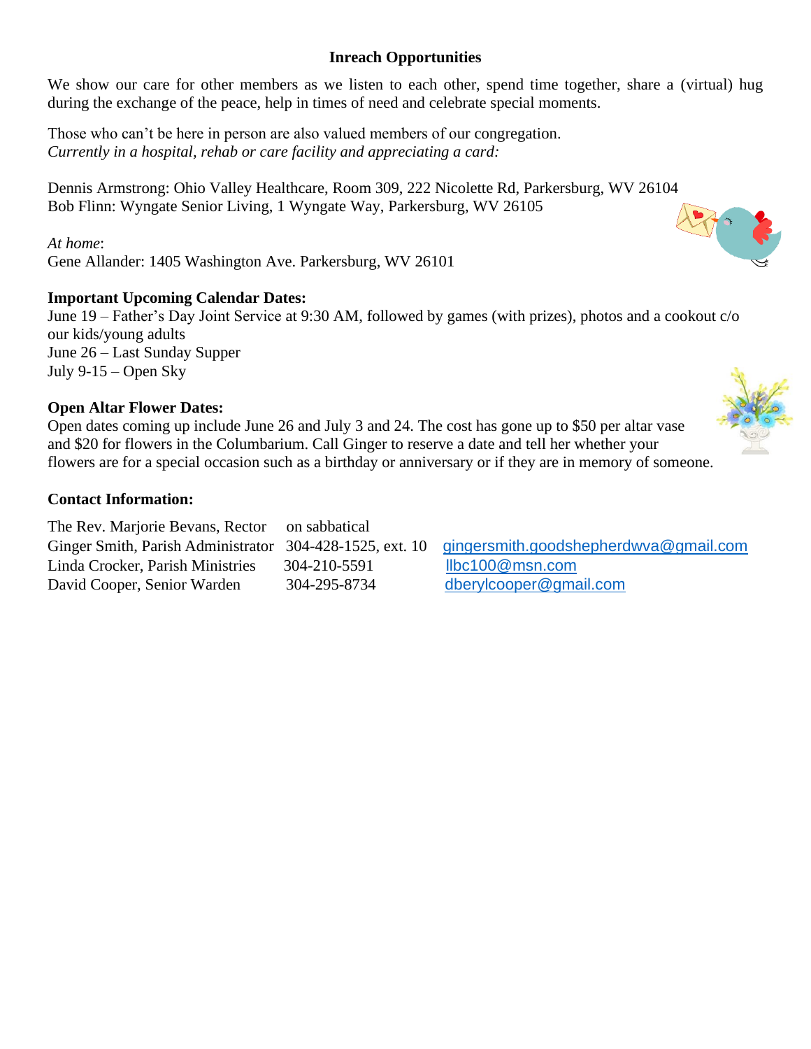## Inreach Opportunities

We show our care for other members as we listen to each other, spend time together, share a (virtual) hug during the exchange of the peace, help in times of need and celebrate special moments.

Those who can't be here in person are also valued members of our congregation.
*Currently in a hospital, rehab or care facility and appreciating a card:*

Dennis Armstrong: Ohio Valley Healthcare, Room 309, 222 Nicolette Rd, Parkersburg, WV 26104
Bob Flinn: Wyngate Senior Living, 1 Wyngate Way, Parkersburg, WV 26105

*At home*:
Gene Allander: 1405 Washington Ave. Parkersburg, WV 26101

**Important Upcoming Calendar Dates:**
June 19 – Father's Day Joint Service at 9:30 AM, followed by games (with prizes), photos and a cookout c/o our kids/young adults
June 26 – Last Sunday Supper
July 9-15 – Open Sky

**Open Altar Flower Dates:**
Open dates coming up include June 26 and July 3 and 24. The cost has gone up to $50 per altar vase and $20 for flowers in the Columbarium. Call Ginger to reserve a date and tell her whether your flowers are for a special occasion such as a birthday or anniversary or if they are in memory of someone.

**Contact Information:**

| | | |
|---|---|---|
| The Rev. Marjorie Bevans, Rector | on sabbatical | |
| Ginger Smith, Parish Administrator | 304-428-1525, ext. 10 | gingersmith.goodshepherdwva@gmail.com |
| Linda Crocker, Parish Ministries | 304-210-5591 | llbc100@msn.com |
| David Cooper, Senior Warden | 304-295-8734 | dberylcooper@gmail.com |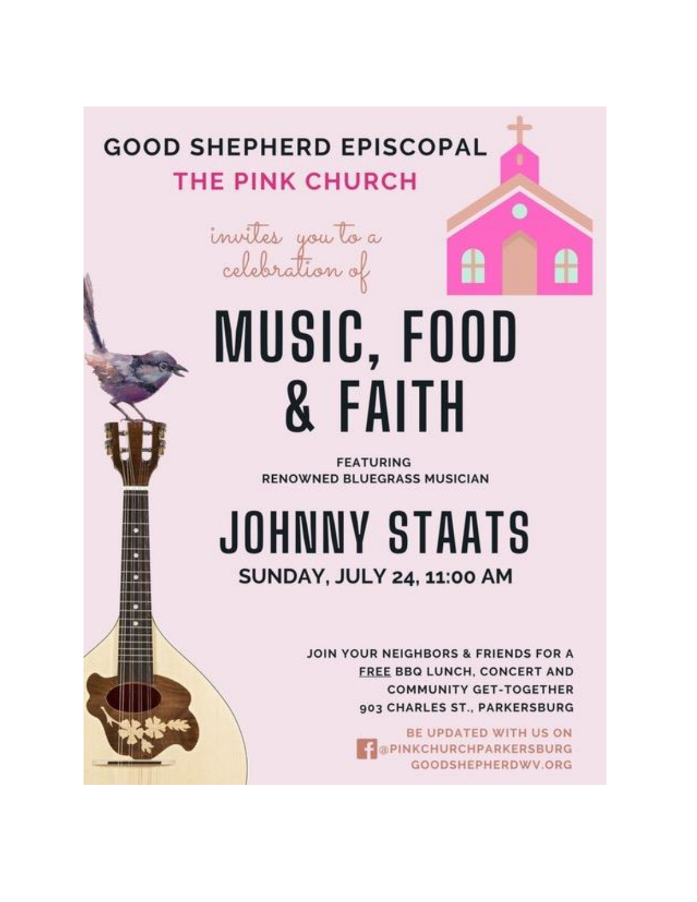GOOD SHEPHERD EPISCOPAL

THE PINK CHURCH

*invites you to a celebration of*

# MUSIC, FOOD & FAITH

FEATURING
RENOWNED BLUEGRASS MUSICIAN

# JOHNNY STAATS

## SUNDAY, JULY 24, 11:00 AM

JOIN YOUR NEIGHBORS & FRIENDS FOR A
FREE BBQ LUNCH, CONCERT AND
COMMUNITY GET-TOGETHER
903 CHARLES ST., PARKERSBURG

BE UPDATED WITH US ON
@PINKCHURCHPARKERSBURG
GOODSHEPHERDWV.ORG